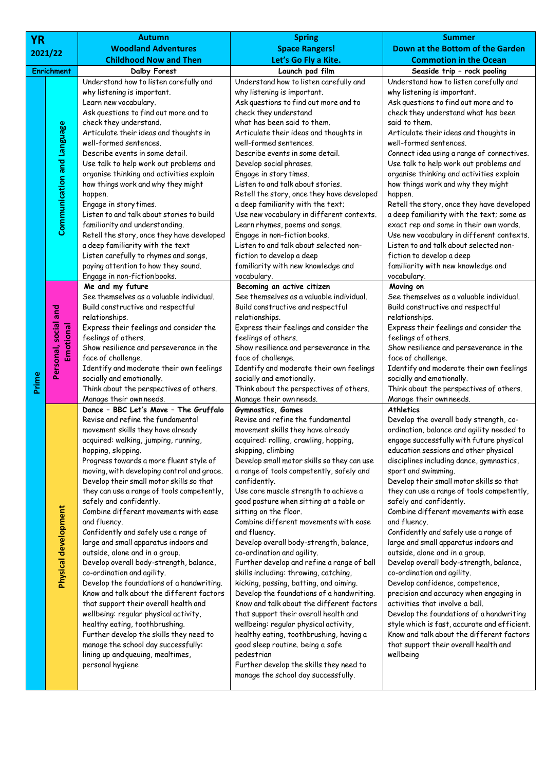| YR 2021/22 | | Autumn<br>**Woodland Adventures**<br>**Childhood Now and Then** | Spring<br>**Space Rangers!**<br>**Let's Go Fly a Kite.** | Summer<br>**Down at the Bottom of the Garden**<br>**Commotion in the Ocean** |
|---|---|---|---|---|
| **Enrichment** | | Dalby Forest | Launch pad film | Seaside trip – rock pooling |
| Prime | Communication and Language | Understand how to listen carefully and why listening is important.<br>Learn new vocabulary.<br>Ask questions to find out more and to check they understand.<br>Articulate their ideas and thoughts in well-formed sentences.<br>Describe events in some detail.<br>Use talk to help work out problems and organise thinking and activities explain how things work and why they might happen.<br>Engage in story times.<br>Listen to and talk about stories to build familiarity and understanding.<br>Retell the story, once they have developed a deep familiarity with the text<br>Listen carefully to rhymes and songs, paying attention to how they sound.<br>Engage in non-fiction books. | Understand how to listen carefully and why listening is important.<br>Ask questions to find out more and to check they understand what has been said to them.<br>Articulate their ideas and thoughts in well-formed sentences.<br>Describe events in some detail.<br>Develop social phrases.<br>Engage in story times.<br>Listen to and talk about stories.<br>Retell the story, once they have developed a deep familiarity with the text;<br>Use new vocabulary in different contexts.<br>Learn rhymes, poems and songs.<br>Engage in non-fiction books.<br>Listen to and talk about selected non-fiction to develop a deep familiarity with new knowledge and vocabulary. | Understand how to listen carefully and why listening is important.<br>Ask questions to find out more and to check they understand what has been said to them.<br>Articulate their ideas and thoughts in well-formed sentences.<br>Connect idea using a range of connectives.<br>Use talk to help work out problems and organise thinking and activities explain how things work and why they might happen.<br>Retell the story, once they have developed a deep familiarity with the text; some as exact rep and some in their own words.<br>Use new vocabulary in different contexts.<br>Listen to and talk about selected non-fiction to develop a deep familiarity with new knowledge and vocabulary. |
| | Personal, social and Emotional | **Me and my future**<br>See themselves as a valuable individual.<br>Build constructive and respectful relationships.<br>Express their feelings and consider the feelings of others.<br>Show resilience and perseverance in the face of challenge.<br>Identify and moderate their own feelings socially and emotionally.<br>Think about the perspectives of others.<br>Manage their own needs. | **Becoming an active citizen**<br>See themselves as a valuable individual.<br>Build constructive and respectful relationships.<br>Express their feelings and consider the feelings of others.<br>Show resilience and perseverance in the face of challenge.<br>Identify and moderate their own feelings socially and emotionally.<br>Think about the perspectives of others.<br>Manage their own needs. | **Moving on**<br>See themselves as a valuable individual.<br>Build constructive and respectful relationships.<br>Express their feelings and consider the feelings of others.<br>Show resilience and perseverance in the face of challenge.<br>Identify and moderate their own feelings socially and emotionally.<br>Think about the perspectives of others.<br>Manage their own needs. |
| | Physical development | **Dance – BBC Let's Move – The Gruffalo**<br>Revise and refine the fundamental movement skills they have already acquired: walking, jumping, running, hopping, skipping.<br>Progress towards a more fluent style of moving, with developing control and grace.<br>Develop their small motor skills so that they can use a range of tools competently, safely and confidently.<br>Combine different movements with ease and fluency.<br>Confidently and safely use a range of large and small apparatus indoors and outside, alone and in a group.<br>Develop overall body-strength, balance, co-ordination and agility.<br>Develop the foundations of a handwriting.<br>Know and talk about the different factors that support their overall health and wellbeing: regular physical activity, healthy eating, toothbrushing.<br>Further develop the skills they need to manage the school day successfully: lining up and queuing, mealtimes, personal hygiene | **Gymnastics, Games**<br>Revise and refine the fundamental movement skills they have already acquired: rolling, crawling, hopping, skipping, climbing<br>Develop small motor skills so they can use a range of tools competently, safely and confidently.<br>Use core muscle strength to achieve a good posture when sitting at a table or sitting on the floor.<br>Combine different movements with ease and fluency.<br>Develop overall body-strength, balance, co-ordination and agility.<br>Further develop and refine a range of ball skills including: throwing, catching, kicking, passing, batting, and aiming.<br>Develop the foundations of a handwriting.<br>Know and talk about the different factors that support their overall health and wellbeing: regular physical activity, healthy eating, toothbrushing, having a good sleep routine. being a safe pedestrian<br>Further develop the skills they need to manage the school day successfully. | **Athletics**<br>Develop the overall body strength, co-ordination, balance and agility needed to engage successfully with future physical education sessions and other physical disciplines including dance, gymnastics, sport and swimming.<br>Develop their small motor skills so that they can use a range of tools competently, safely and confidently.<br>Combine different movements with ease and fluency.<br>Confidently and safely use a range of large and small apparatus indoors and outside, alone and in a group.<br>Develop overall body-strength, balance, co-ordination and agility.<br>Develop confidence, competence, precision and accuracy when engaging in activities that involve a ball.<br>Develop the foundations of a handwriting style which is fast, accurate and efficient.<br>Know and talk about the different factors that support their overall health and wellbeing |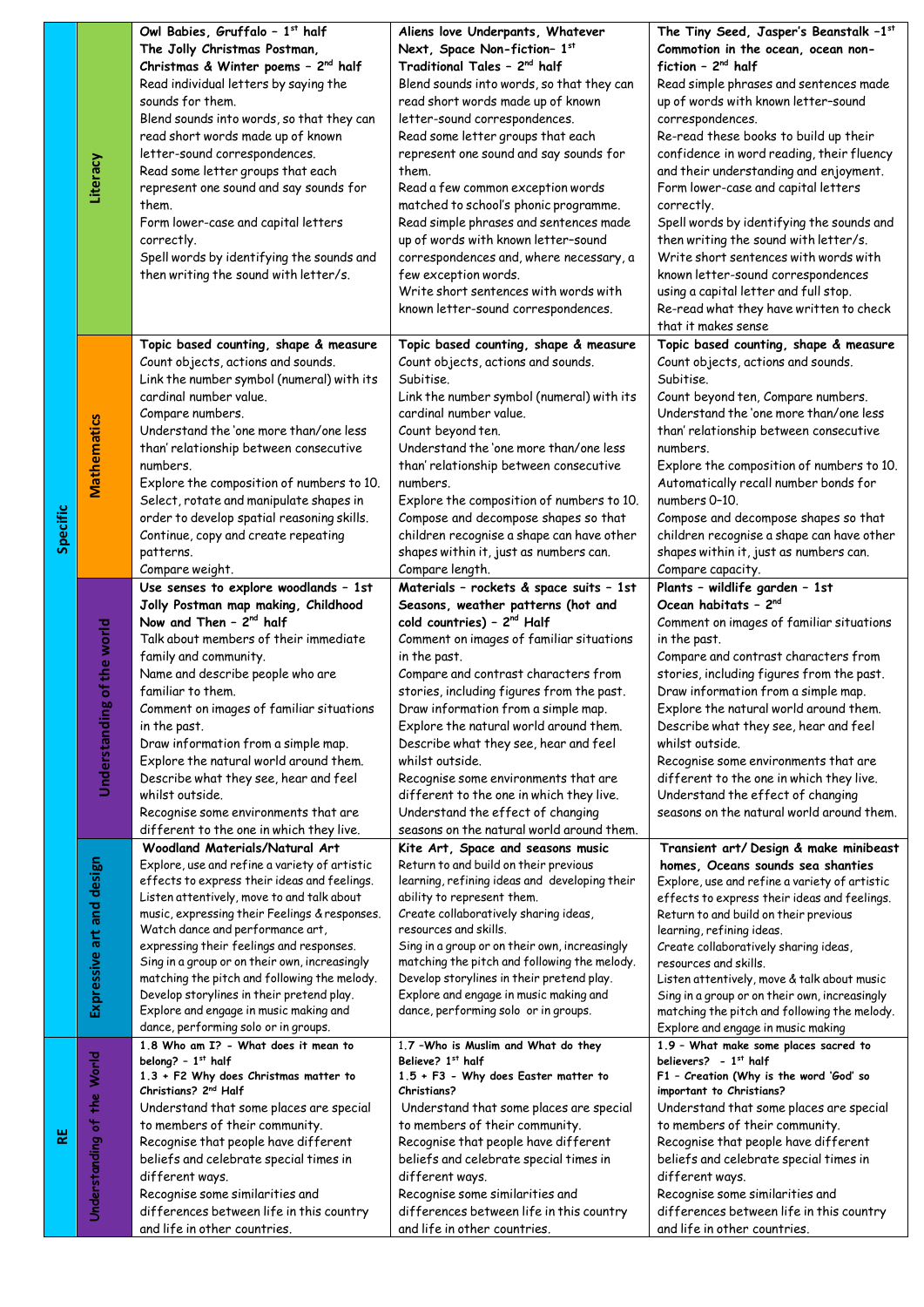| | | | | |
|---|---|---|---|---|
| Specific | Literacy | **Owl Babies, Gruffalo – 1st half**<br>**The Jolly Christmas Postman, Christmas & Winter poems – 2nd half**<br>Read individual letters by saying the sounds for them.<br>Blend sounds into words, so that they can read short words made up of known letter-sound correspondences.<br>Read some letter groups that each represent one sound and say sounds for them.<br>Form lower-case and capital letters correctly.<br>Spell words by identifying the sounds and then writing the sound with letter/s. | **Aliens love Underpants, Whatever Next, Space Non-fiction– 1st**<br>**Traditional Tales – 2nd half**<br>Blend sounds into words, so that they can read short words made up of known letter-sound correspondences.<br>Read some letter groups that each represent one sound and say sounds for them.<br>Read a few common exception words matched to school's phonic programme.<br>Read simple phrases and sentences made up of words with known letter-sound correspondences and, where necessary, a few exception words.<br>Write short sentences with words with known letter-sound correspondences. | **The Tiny Seed, Jasper's Beanstalk –1st**<br>**Commotion in the ocean, ocean non-fiction – 2nd half**<br>Read simple phrases and sentences made up of words with known letter–sound correspondences.<br>Re-read these books to build up their confidence in word reading, their fluency and their understanding and enjoyment.<br>Form lower-case and capital letters correctly.<br>Spell words by identifying the sounds and then writing the sound with letter/s.<br>Write short sentences with words with known letter-sound correspondences using a capital letter and full stop.<br>Re-read what they have written to check that it makes sense |
| | Mathematics | **Topic based counting, shape & measure**<br>Count objects, actions and sounds.<br>Link the number symbol (numeral) with its cardinal number value.<br>Compare numbers.<br>Understand the 'one more than/one less than' relationship between consecutive numbers.<br>Explore the composition of numbers to 10.<br>Select, rotate and manipulate shapes in order to develop spatial reasoning skills.<br>Continue, copy and create repeating patterns.<br>Compare weight. | **Topic based counting, shape & measure**<br>Count objects, actions and sounds.<br>Subitise.<br>Link the number symbol (numeral) with its cardinal number value.<br>Count beyond ten.<br>Understand the 'one more than/one less than' relationship between consecutive numbers.<br>Explore the composition of numbers to 10.<br>Compose and decompose shapes so that children recognise a shape can have other shapes within it, just as numbers can.<br>Compare length. | **Topic based counting, shape & measure**<br>Count objects, actions and sounds.<br>Subitise.<br>Count beyond ten, Compare numbers.<br>Understand the 'one more than/one less than' relationship between consecutive numbers.<br>Explore the composition of numbers to 10.<br>Automatically recall number bonds for numbers 0–10.<br>Compose and decompose shapes so that children recognise a shape can have other shapes within it, just as numbers can.<br>Compare capacity. |
| | Understanding of the world | **Use senses to explore woodlands – 1st**<br>**Jolly Postman map making, Childhood Now and Then – 2nd half**<br>Talk about members of their immediate family and community.<br>Name and describe people who are familiar to them.<br>Comment on images of familiar situations in the past.<br>Draw information from a simple map.<br>Explore the natural world around them.<br>Describe what they see, hear and feel whilst outside.<br>Recognise some environments that are different to the one in which they live. | **Materials – rockets & space suits – 1st**<br>**Seasons, weather patterns (hot and cold countries) – 2nd Half**<br>Comment on images of familiar situations in the past.<br>Compare and contrast characters from stories, including figures from the past.<br>Draw information from a simple map.<br>Explore the natural world around them.<br>Describe what they see, hear and feel whilst outside.<br>Recognise some environments that are different to the one in which they live.<br>Understand the effect of changing seasons on the natural world around them. | **Plants – wildlife garden – 1st**<br>**Ocean habitats – 2nd**<br>Comment on images of familiar situations in the past.<br>Compare and contrast characters from stories, including figures from the past.<br>Draw information from a simple map.<br>Explore the natural world around them.<br>Describe what they see, hear and feel whilst outside.<br>Recognise some environments that are different to the one in which they live.<br>Understand the effect of changing seasons on the natural world around them. |
| | Expressive art and design | **Woodland Materials/Natural Art**<br>Explore, use and refine a variety of artistic effects to express their ideas and feelings.<br>Listen attentively, move to and talk about music, expressing their Feelings & responses.<br>Watch dance and performance art, expressing their feelings and responses.<br>Sing in a group or on their own, increasingly matching the pitch and following the melody.<br>Develop storylines in their pretend play.<br>Explore and engage in music making and dance, performing solo or in groups. | **Kite Art, Space and seasons music**<br>Return to and build on their previous learning, refining ideas and developing their ability to represent them.<br>Create collaboratively sharing ideas, resources and skills.<br>Sing in a group or on their own, increasingly matching the pitch and following the melody.<br>Develop storylines in their pretend play.<br>Explore and engage in music making and dance, performing solo or in groups. | **Transient art/ Design & make minibeast homes, Oceans sounds sea shanties**<br>Explore, use and refine a variety of artistic effects to express their ideas and feelings.<br>Return to and build on their previous learning, refining ideas.<br>Create collaboratively sharing ideas, resources and skills.<br>Listen attentively, move & talk about music<br>Sing in a group or on their own, increasingly matching the pitch and following the melody.<br>Explore and engage in music making |
| RE | Understanding of the World | **1.8 Who am I? - What does it mean to belong? – 1st half**<br>**1.3 + F2 Why does Christmas matter to Christians? 2nd Half**<br>Understand that some places are special to members of their community.<br>Recognise that people have different beliefs and celebrate special times in different ways.<br>Recognise some similarities and differences between life in this country and life in other countries. | **1.7 –Who is Muslim and What do they Believe? 1st half**<br>**1.5 + F3 - Why does Easter matter to Christians?**<br>Understand that some places are special to members of their community.<br>Recognise that people have different beliefs and celebrate special times in different ways.<br>Recognise some similarities and differences between life in this country and life in other countries. | **1.9 – What make some places sacred to believers? - 1st half**<br>**F1 – Creation (Why is the word 'God' so important to Christians?**<br>Understand that some places are special to members of their community.<br>Recognise that people have different beliefs and celebrate special times in different ways.<br>Recognise some similarities and differences between life in this country and life in other countries. |